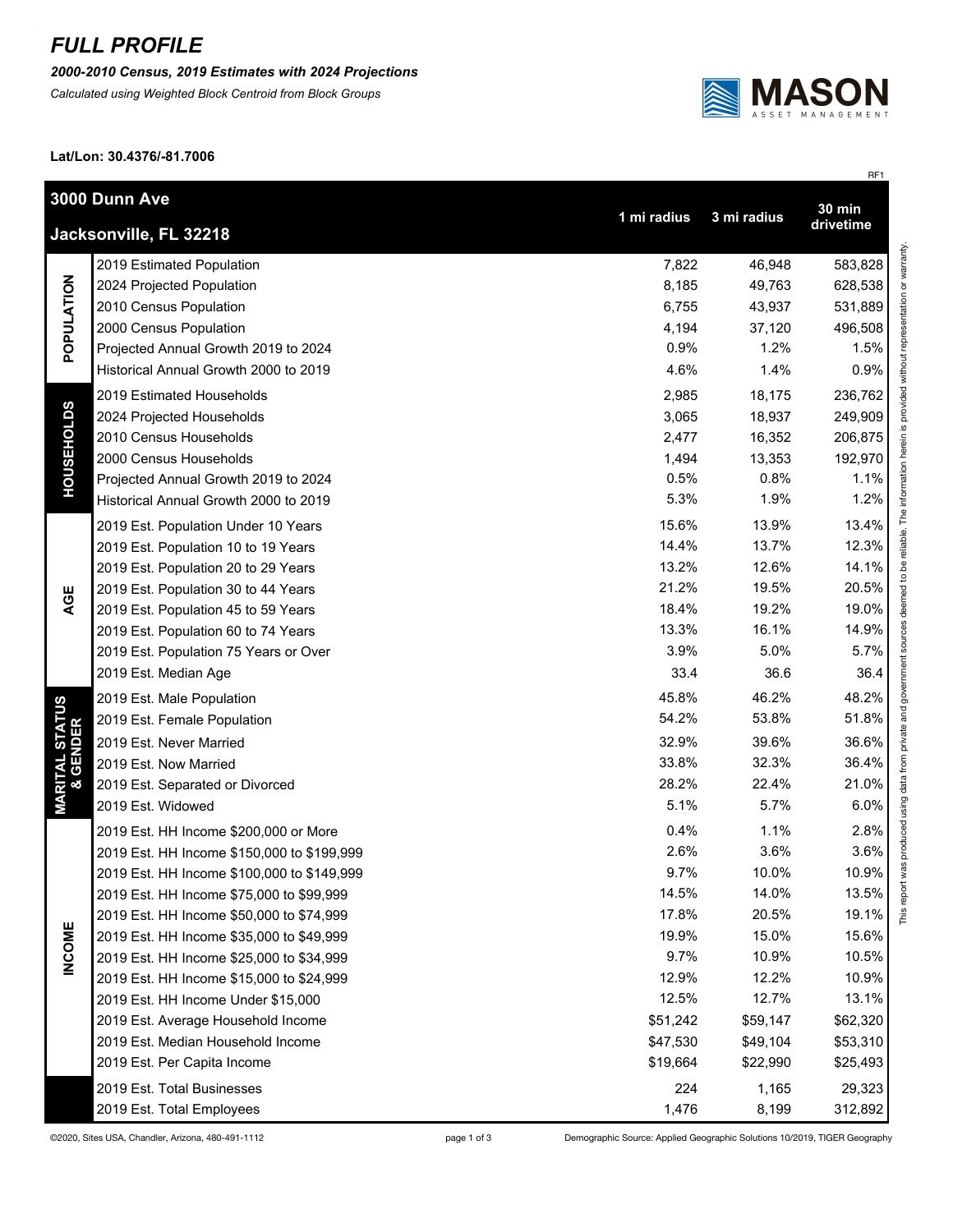# FULL PROFILE

***2000-2010 Census, 2019 Estimates with 2024 Projections***

*Calculated using Weighted Block Centroid from Block Groups*

**Lat/Lon: 30.4376/-81.7006**

RF1

| | 3000 Dunn Ave<br>Jacksonville, FL 32218 | 1 mi radius | 3 mi radius | 30 min drivetime |
|---|---|---|---|---|
| POPULATION | 2019 Estimated Population | 7,822 | 46,948 | 583,828 |
| | 2024 Projected Population | 8,185 | 49,763 | 628,538 |
| | 2010 Census Population | 6,755 | 43,937 | 531,889 |
| | 2000 Census Population | 4,194 | 37,120 | 496,508 |
| | Projected Annual Growth 2019 to 2024 | 0.9% | 1.2% | 1.5% |
| | Historical Annual Growth 2000 to 2019 | 4.6% | 1.4% | 0.9% |
| HOUSEHOLDS | 2019 Estimated Households | 2,985 | 18,175 | 236,762 |
| | 2024 Projected Households | 3,065 | 18,937 | 249,909 |
| | 2010 Census Households | 2,477 | 16,352 | 206,875 |
| | 2000 Census Households | 1,494 | 13,353 | 192,970 |
| | Projected Annual Growth 2019 to 2024 | 0.5% | 0.8% | 1.1% |
| | Historical Annual Growth 2000 to 2019 | 5.3% | 1.9% | 1.2% |
| AGE | 2019 Est. Population Under 10 Years | 15.6% | 13.9% | 13.4% |
| | 2019 Est. Population 10 to 19 Years | 14.4% | 13.7% | 12.3% |
| | 2019 Est. Population 20 to 29 Years | 13.2% | 12.6% | 14.1% |
| | 2019 Est. Population 30 to 44 Years | 21.2% | 19.5% | 20.5% |
| | 2019 Est. Population 45 to 59 Years | 18.4% | 19.2% | 19.0% |
| | 2019 Est. Population 60 to 74 Years | 13.3% | 16.1% | 14.9% |
| | 2019 Est. Population 75 Years or Over | 3.9% | 5.0% | 5.7% |
| | 2019 Est. Median Age | 33.4 | 36.6 | 36.4 |
| MARITAL STATUS & GENDER | 2019 Est. Male Population | 45.8% | 46.2% | 48.2% |
| | 2019 Est. Female Population | 54.2% | 53.8% | 51.8% |
| | 2019 Est. Never Married | 32.9% | 39.6% | 36.6% |
| | 2019 Est. Now Married | 33.8% | 32.3% | 36.4% |
| | 2019 Est. Separated or Divorced | 28.2% | 22.4% | 21.0% |
| | 2019 Est. Widowed | 5.1% | 5.7% | 6.0% |
| INCOME | 2019 Est. HH Income $200,000 or More | 0.4% | 1.1% | 2.8% |
| | 2019 Est. HH Income $150,000 to $199,999 | 2.6% | 3.6% | 3.6% |
| | 2019 Est. HH Income $100,000 to $149,999 | 9.7% | 10.0% | 10.9% |
| | 2019 Est. HH Income $75,000 to $99,999 | 14.5% | 14.0% | 13.5% |
| | 2019 Est. HH Income $50,000 to $74,999 | 17.8% | 20.5% | 19.1% |
| | 2019 Est. HH Income $35,000 to $49,999 | 19.9% | 15.0% | 15.6% |
| | 2019 Est. HH Income $25,000 to $34,999 | 9.7% | 10.9% | 10.5% |
| | 2019 Est. HH Income $15,000 to $24,999 | 12.9% | 12.2% | 10.9% |
| | 2019 Est. HH Income Under $15,000 | 12.5% | 12.7% | 13.1% |
| | 2019 Est. Average Household Income | $51,242 | $59,147 | $62,320 |
| | 2019 Est. Median Household Income | $47,530 | $49,104 | $53,310 |
| | 2019 Est. Per Capita Income | $19,664 | $22,990 | $25,493 |
| | 2019 Est. Total Businesses | 224 | 1,165 | 29,323 |
| | 2019 Est. Total Employees | 1,476 | 8,199 | 312,892 |

This report was produced using data from private and government sources deemed to be reliable. The information herein is provided without representation or warranty.

©2020, Sites USA, Chandler, Arizona, 480-491-1112 | Demographic Source: Applied Geographic Solutions 10/2019, TIGER Geography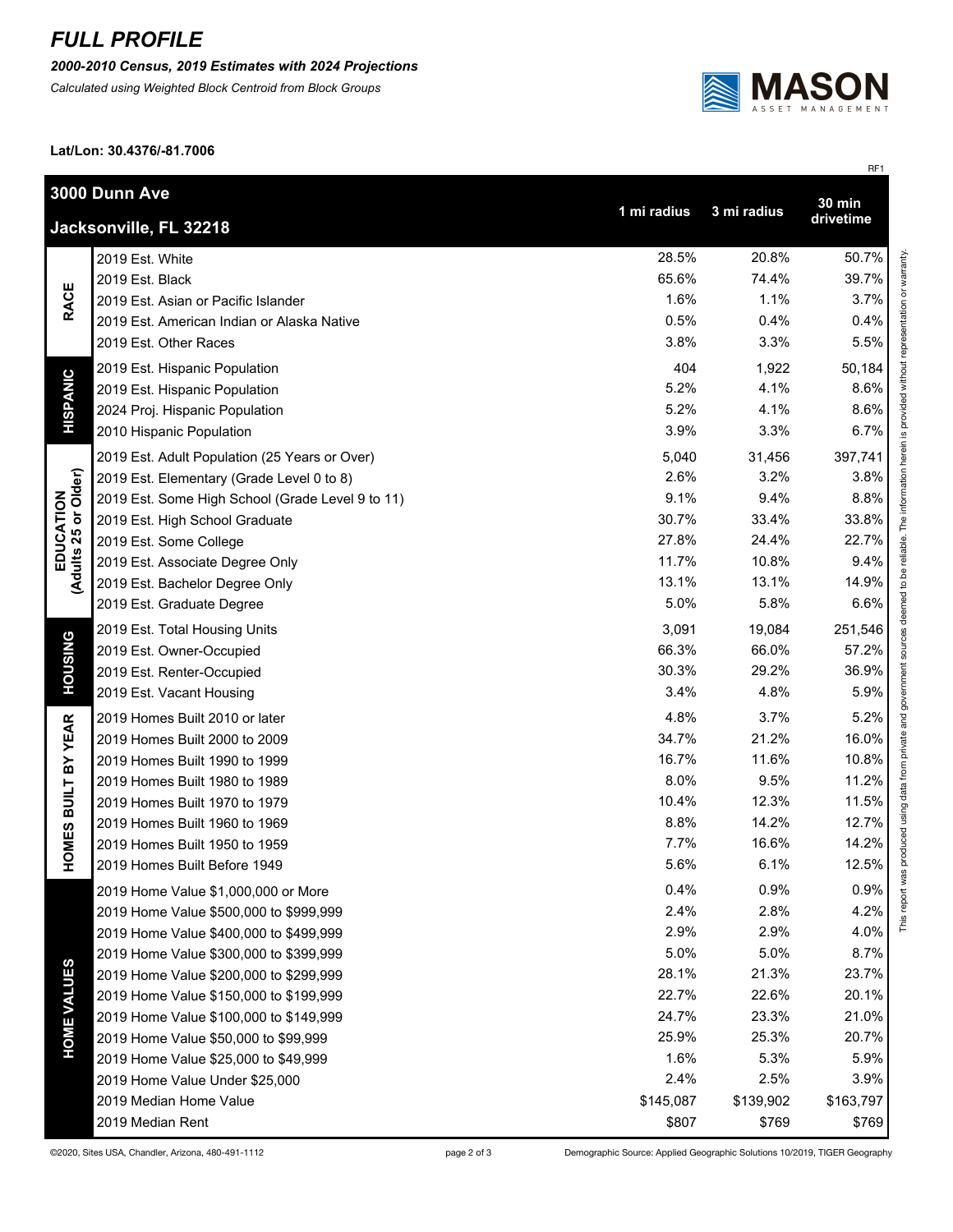# FULL PROFILE

***2000-2010 Census, 2019 Estimates with 2024 Projections***

*Calculated using Weighted Block Centroid from Block Groups*

**Lat/Lon: 30.4376/-81.7006**

RF1

| | **3000 Dunn Ave**<br>**Jacksonville, FL 32218** | **1 mi radius** | **3 mi radius** | **30 min drivetime** |
|---|---|---|---|---|
| **RACE** | 2019 Est. White | 28.5% | 20.8% | 50.7% |
| | 2019 Est. Black | 65.6% | 74.4% | 39.7% |
| | 2019 Est. Asian or Pacific Islander | 1.6% | 1.1% | 3.7% |
| | 2019 Est. American Indian or Alaska Native | 0.5% | 0.4% | 0.4% |
| | 2019 Est. Other Races | 3.8% | 3.3% | 5.5% |
| **HISPANIC** | 2019 Est. Hispanic Population | 404 | 1,922 | 50,184 |
| | 2019 Est. Hispanic Population | 5.2% | 4.1% | 8.6% |
| | 2024 Proj. Hispanic Population | 5.2% | 4.1% | 8.6% |
| | 2010 Hispanic Population | 3.9% | 3.3% | 6.7% |
| **EDUCATION (Adults 25 or Older)** | 2019 Est. Adult Population (25 Years or Over) | 5,040 | 31,456 | 397,741 |
| | 2019 Est. Elementary (Grade Level 0 to 8) | 2.6% | 3.2% | 3.8% |
| | 2019 Est. Some High School (Grade Level 9 to 11) | 9.1% | 9.4% | 8.8% |
| | 2019 Est. High School Graduate | 30.7% | 33.4% | 33.8% |
| | 2019 Est. Some College | 27.8% | 24.4% | 22.7% |
| | 2019 Est. Associate Degree Only | 11.7% | 10.8% | 9.4% |
| | 2019 Est. Bachelor Degree Only | 13.1% | 13.1% | 14.9% |
| | 2019 Est. Graduate Degree | 5.0% | 5.8% | 6.6% |
| **HOUSING** | 2019 Est. Total Housing Units | 3,091 | 19,084 | 251,546 |
| | 2019 Est. Owner-Occupied | 66.3% | 66.0% | 57.2% |
| | 2019 Est. Renter-Occupied | 30.3% | 29.2% | 36.9% |
| | 2019 Est. Vacant Housing | 3.4% | 4.8% | 5.9% |
| **HOMES BUILT BY YEAR** | 2019 Homes Built 2010 or later | 4.8% | 3.7% | 5.2% |
| | 2019 Homes Built 2000 to 2009 | 34.7% | 21.2% | 16.0% |
| | 2019 Homes Built 1990 to 1999 | 16.7% | 11.6% | 10.8% |
| | 2019 Homes Built 1980 to 1989 | 8.0% | 9.5% | 11.2% |
| | 2019 Homes Built 1970 to 1979 | 10.4% | 12.3% | 11.5% |
| | 2019 Homes Built 1960 to 1969 | 8.8% | 14.2% | 12.7% |
| | 2019 Homes Built 1950 to 1959 | 7.7% | 16.6% | 14.2% |
| | 2019 Homes Built Before 1949 | 5.6% | 6.1% | 12.5% |
| **HOME VALUES** | 2019 Home Value $1,000,000 or More | 0.4% | 0.9% | 0.9% |
| | 2019 Home Value $500,000 to $999,999 | 2.4% | 2.8% | 4.2% |
| | 2019 Home Value $400,000 to $499,999 | 2.9% | 2.9% | 4.0% |
| | 2019 Home Value $300,000 to $399,999 | 5.0% | 5.0% | 8.7% |
| | 2019 Home Value $200,000 to $299,999 | 28.1% | 21.3% | 23.7% |
| | 2019 Home Value $150,000 to $199,999 | 22.7% | 22.6% | 20.1% |
| | 2019 Home Value $100,000 to $149,999 | 24.7% | 23.3% | 21.0% |
| | 2019 Home Value $50,000 to $99,999 | 25.9% | 25.3% | 20.7% |
| | 2019 Home Value $25,000 to $49,999 | 1.6% | 5.3% | 5.9% |
| | 2019 Home Value Under $25,000 | 2.4% | 2.5% | 3.9% |
| | 2019 Median Home Value | $145,087 | $139,902 | $163,797 |
| | 2019 Median Rent | $807 | $769 | $769 |

This report was produced using data from private and government sources deemed to be reliable. The information herein is provided without representation or warranty.

©2020, Sites USA, Chandler, Arizona, 480-491-1112

Demographic Source: Applied Geographic Solutions 10/2019, TIGER Geography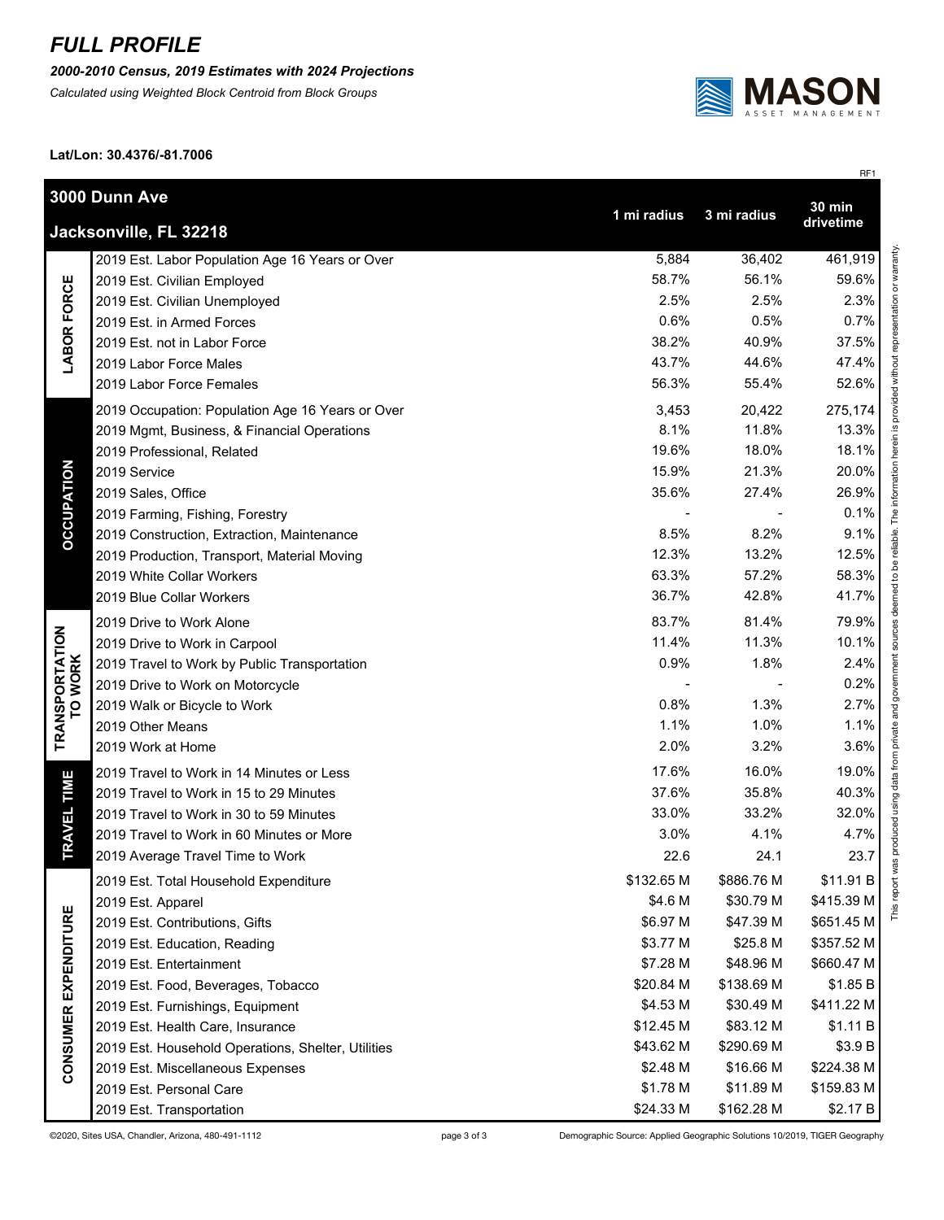# *FULL PROFILE*

***2000-2010 Census, 2019 Estimates with 2024 Projections***

*Calculated using Weighted Block Centroid from Block Groups*

**Lat/Lon: 30.4376/-81.7006**

RF1

| | 3000 Dunn Ave<br>Jacksonville, FL 32218 | 1 mi radius | 3 mi radius | 30 min drivetime |
|---|---|---|---|---|
| LABOR FORCE | 2019 Est. Labor Population Age 16 Years or Over | 5,884 | 36,402 | 461,919 |
| | 2019 Est. Civilian Employed | 58.7% | 56.1% | 59.6% |
| | 2019 Est. Civilian Unemployed | 2.5% | 2.5% | 2.3% |
| | 2019 Est. in Armed Forces | 0.6% | 0.5% | 0.7% |
| | 2019 Est. not in Labor Force | 38.2% | 40.9% | 37.5% |
| | 2019 Labor Force Males | 43.7% | 44.6% | 47.4% |
| | 2019 Labor Force Females | 56.3% | 55.4% | 52.6% |
| OCCUPATION | 2019 Occupation: Population Age 16 Years or Over | 3,453 | 20,422 | 275,174 |
| | 2019 Mgmt, Business, & Financial Operations | 8.1% | 11.8% | 13.3% |
| | 2019 Professional, Related | 19.6% | 18.0% | 18.1% |
| | 2019 Service | 15.9% | 21.3% | 20.0% |
| | 2019 Sales, Office | 35.6% | 27.4% | 26.9% |
| | 2019 Farming, Fishing, Forestry | - | - | 0.1% |
| | 2019 Construction, Extraction, Maintenance | 8.5% | 8.2% | 9.1% |
| | 2019 Production, Transport, Material Moving | 12.3% | 13.2% | 12.5% |
| | 2019 White Collar Workers | 63.3% | 57.2% | 58.3% |
| | 2019 Blue Collar Workers | 36.7% | 42.8% | 41.7% |
| TRANSPORTATION TO WORK | 2019 Drive to Work Alone | 83.7% | 81.4% | 79.9% |
| | 2019 Drive to Work in Carpool | 11.4% | 11.3% | 10.1% |
| | 2019 Travel to Work by Public Transportation | 0.9% | 1.8% | 2.4% |
| | 2019 Drive to Work on Motorcycle | - | - | 0.2% |
| | 2019 Walk or Bicycle to Work | 0.8% | 1.3% | 2.7% |
| | 2019 Other Means | 1.1% | 1.0% | 1.1% |
| | 2019 Work at Home | 2.0% | 3.2% | 3.6% |
| TRAVEL TIME | 2019 Travel to Work in 14 Minutes or Less | 17.6% | 16.0% | 19.0% |
| | 2019 Travel to Work in 15 to 29 Minutes | 37.6% | 35.8% | 40.3% |
| | 2019 Travel to Work in 30 to 59 Minutes | 33.0% | 33.2% | 32.0% |
| | 2019 Travel to Work in 60 Minutes or More | 3.0% | 4.1% | 4.7% |
| | 2019 Average Travel Time to Work | 22.6 | 24.1 | 23.7 |
| CONSUMER EXPENDITURE | 2019 Est. Total Household Expenditure | $132.65 M | $886.76 M | $11.91 B |
| | 2019 Est. Apparel | $4.6 M | $30.79 M | $415.39 M |
| | 2019 Est. Contributions, Gifts | $6.97 M | $47.39 M | $651.45 M |
| | 2019 Est. Education, Reading | $3.77 M | $25.8 M | $357.52 M |
| | 2019 Est. Entertainment | $7.28 M | $48.96 M | $660.47 M |
| | 2019 Est. Food, Beverages, Tobacco | $20.84 M | $138.69 M | $1.85 B |
| | 2019 Est. Furnishings, Equipment | $4.53 M | $30.49 M | $411.22 M |
| | 2019 Est. Health Care, Insurance | $12.45 M | $83.12 M | $1.11 B |
| | 2019 Est. Household Operations, Shelter, Utilities | $43.62 M | $290.69 M | $3.9 B |
| | 2019 Est. Miscellaneous Expenses | $2.48 M | $16.66 M | $224.38 M |
| | 2019 Est. Personal Care | $1.78 M | $11.89 M | $159.83 M |
| | 2019 Est. Transportation | $24.33 M | $162.28 M | $2.17 B |

This report was produced using data from private and government sources deemed to be reliable. The information herein is provided without representation or warranty.

©2020, Sites USA, Chandler, Arizona, 480-491-1112

Demographic Source: Applied Geographic Solutions 10/2019, TIGER Geography